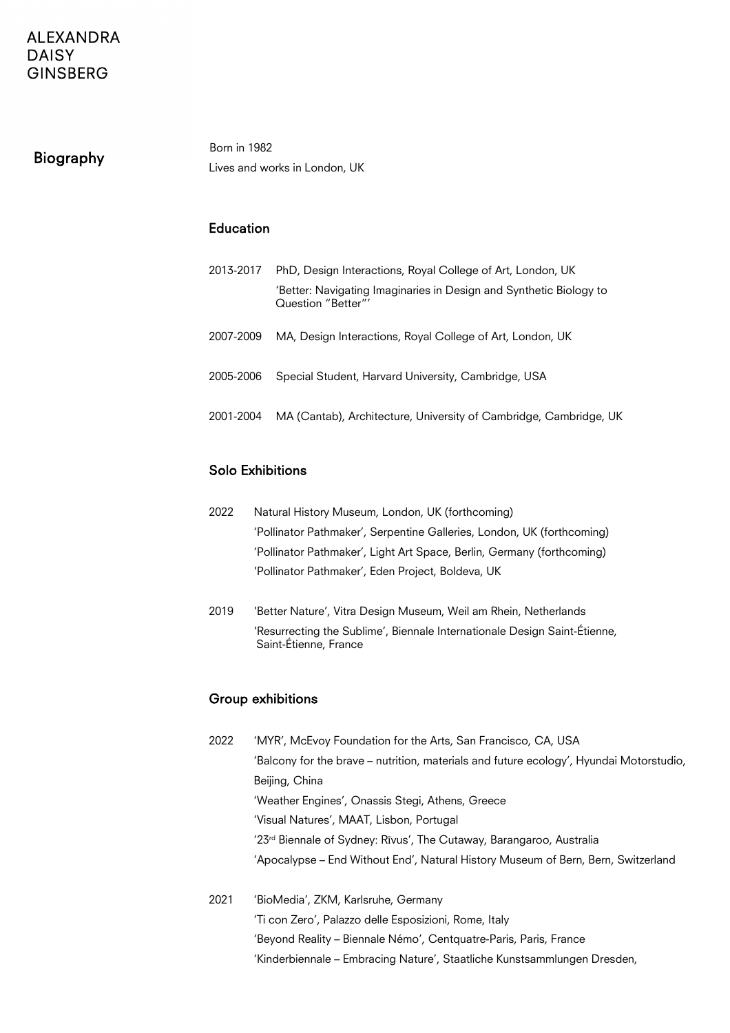# ALEXANDRA DAISY GINSBERG

## Biography

Born in 1982

Lives and works in London, UK

### Education

2013-2017 PhD, Design Interactions, Royal College of Art, London, UK
'Better: Navigating Imaginaries in Design and Synthetic Biology to Question "Better"'

2007-2009 MA, Design Interactions, Royal College of Art, London, UK

2005-2006 Special Student, Harvard University, Cambridge, USA

2001-2004 MA (Cantab), Architecture, University of Cambridge, Cambridge, UK

### Solo Exhibitions

2022
- Natural History Museum, London, UK (forthcoming)
- 'Pollinator Pathmaker', Serpentine Galleries, London, UK (forthcoming)
- 'Pollinator Pathmaker', Light Art Space, Berlin, Germany (forthcoming)
- 'Pollinator Pathmaker', Eden Project, Boldeva, UK

2019
- 'Better Nature', Vitra Design Museum, Weil am Rhein, Netherlands
- 'Resurrecting the Sublime', Biennale Internationale Design Saint-Étienne, Saint-Étienne, France

### Group exhibitions

2022
- 'MYR', McEvoy Foundation for the Arts, San Francisco, CA, USA
- 'Balcony for the brave – nutrition, materials and future ecology', Hyundai Motorstudio, Beijing, China
- 'Weather Engines', Onassis Stegi, Athens, Greece
- 'Visual Natures', MAAT, Lisbon, Portugal
- '23rd Biennale of Sydney: Rīvus', The Cutaway, Barangaroo, Australia
- 'Apocalypse – End Without End', Natural History Museum of Bern, Bern, Switzerland

2021
- 'BioMedia', ZKM, Karlsruhe, Germany
- 'Ti con Zero', Palazzo delle Esposizioni, Rome, Italy
- 'Beyond Reality – Biennale Némo', Centquatre-Paris, Paris, France
- 'Kinderbiennale – Embracing Nature', Staatliche Kunstsammlungen Dresden,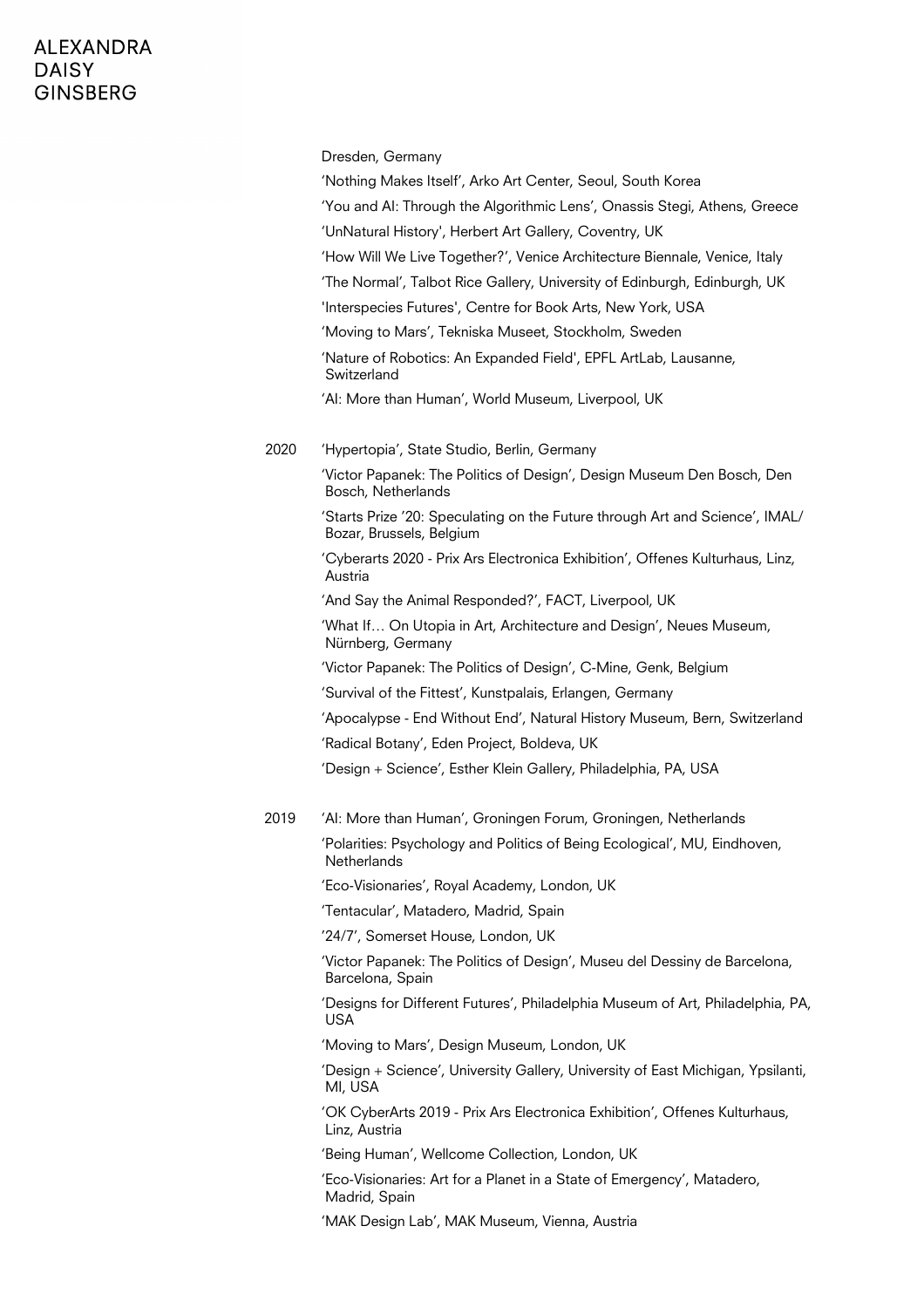Dresden, Germany

'Nothing Makes Itself', Arko Art Center, Seoul, South Korea

'You and AI: Through the Algorithmic Lens', Onassis Stegi, Athens, Greece

'UnNatural History', Herbert Art Gallery, Coventry, UK

'How Will We Live Together?', Venice Architecture Biennale, Venice, Italy

'The Normal', Talbot Rice Gallery, University of Edinburgh, Edinburgh, UK

'Interspecies Futures', Centre for Book Arts, New York, USA

'Moving to Mars', Tekniska Museet, Stockholm, Sweden

'Nature of Robotics: An Expanded Field', EPFL ArtLab, Lausanne, Switzerland

'AI: More than Human', World Museum, Liverpool, UK

**2020**

'Hypertopia', State Studio, Berlin, Germany

'Victor Papanek: The Politics of Design', Design Museum Den Bosch, Den Bosch, Netherlands

'Starts Prize '20: Speculating on the Future through Art and Science', IMAL/ Bozar, Brussels, Belgium

'Cyberarts 2020 - Prix Ars Electronica Exhibition', Offenes Kulturhaus, Linz, Austria

'And Say the Animal Responded?', FACT, Liverpool, UK

'What If… On Utopia in Art, Architecture and Design', Neues Museum, Nürnberg, Germany

'Victor Papanek: The Politics of Design', C-Mine, Genk, Belgium

'Survival of the Fittest', Kunstpalais, Erlangen, Germany

'Apocalypse - End Without End', Natural History Museum, Bern, Switzerland

'Radical Botany', Eden Project, Boldeva, UK

'Design + Science', Esther Klein Gallery, Philadelphia, PA, USA

**2019**

'AI: More than Human', Groningen Forum, Groningen, Netherlands

'Polarities: Psychology and Politics of Being Ecological', MU, Eindhoven, Netherlands

'Eco-Visionaries', Royal Academy, London, UK

'Tentacular', Matadero, Madrid, Spain

'24/7', Somerset House, London, UK

'Victor Papanek: The Politics of Design', Museu del Dessiny de Barcelona, Barcelona, Spain

'Designs for Different Futures', Philadelphia Museum of Art, Philadelphia, PA, USA

'Moving to Mars', Design Museum, London, UK

'Design + Science', University Gallery, University of East Michigan, Ypsilanti, MI, USA

'OK CyberArts 2019 - Prix Ars Electronica Exhibition', Offenes Kulturhaus, Linz, Austria

'Being Human', Wellcome Collection, London, UK

'Eco-Visionaries: Art for a Planet in a State of Emergency', Matadero, Madrid, Spain

'MAK Design Lab', MAK Museum, Vienna, Austria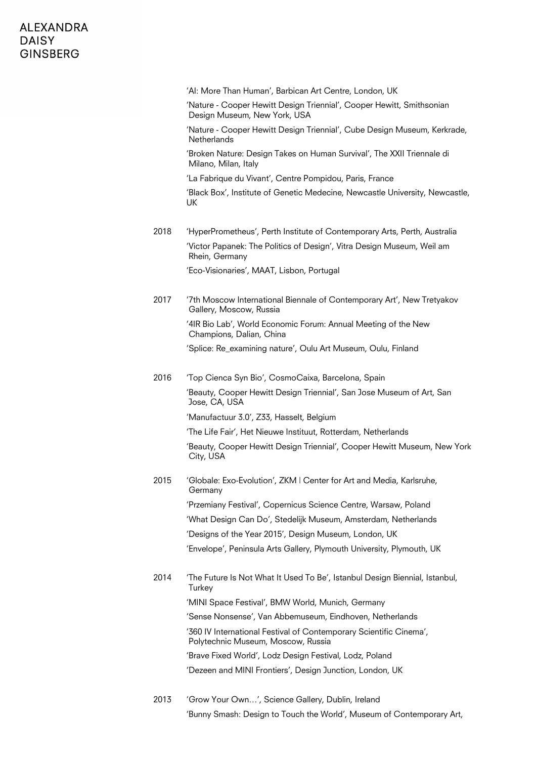'AI: More Than Human', Barbican Art Centre, London, UK

'Nature - Cooper Hewitt Design Triennial', Cooper Hewitt, Smithsonian Design Museum, New York, USA

'Nature - Cooper Hewitt Design Triennial', Cube Design Museum, Kerkrade, Netherlands

'Broken Nature: Design Takes on Human Survival', The XXII Triennale di Milano, Milan, Italy

'La Fabrique du Vivant', Centre Pompidou, Paris, France

'Black Box', Institute of Genetic Medecine, Newcastle University, Newcastle, UK

**2018**

'HyperPrometheus', Perth Institute of Contemporary Arts, Perth, Australia

'Victor Papanek: The Politics of Design', Vitra Design Museum, Weil am Rhein, Germany

'Eco-Visionaries', MAAT, Lisbon, Portugal

**2017**

'7th Moscow International Biennale of Contemporary Art', New Tretyakov Gallery, Moscow, Russia

'4IR Bio Lab', World Economic Forum: Annual Meeting of the New Champions, Dalian, China

'Splice: Re_examining nature', Oulu Art Museum, Oulu, Finland

**2016**

'Top Cienca Syn Bio', CosmoCaixa, Barcelona, Spain

'Beauty, Cooper Hewitt Design Triennial', San Jose Museum of Art, San Jose, CA, USA

'Manufactuur 3.0', Z33, Hasselt, Belgium

'The Life Fair', Het Nieuwe Instituut, Rotterdam, Netherlands

'Beauty, Cooper Hewitt Design Triennial', Cooper Hewitt Museum, New York City, USA

**2015**

'Globale: Exo-Evolution', ZKM | Center for Art and Media, Karlsruhe, Germany

'Przemiany Festival', Copernicus Science Centre, Warsaw, Poland

'What Design Can Do', Stedelijk Museum, Amsterdam, Netherlands

'Designs of the Year 2015', Design Museum, London, UK

'Envelope', Peninsula Arts Gallery, Plymouth University, Plymouth, UK

**2014**

'The Future Is Not What It Used To Be', Istanbul Design Biennial, Istanbul, Turkey

'MINI Space Festival', BMW World, Munich, Germany

'Sense Nonsense', Van Abbemuseum, Eindhoven, Netherlands

'360 IV International Festival of Contemporary Scientific Cinema', Polytechnic Museum, Moscow, Russia

'Brave Fixed World', Lodz Design Festival, Lodz, Poland

'Dezeen and MINI Frontiers', Design Junction, London, UK

**2013**

'Grow Your Own…', Science Gallery, Dublin, Ireland

'Bunny Smash: Design to Touch the World', Museum of Contemporary Art,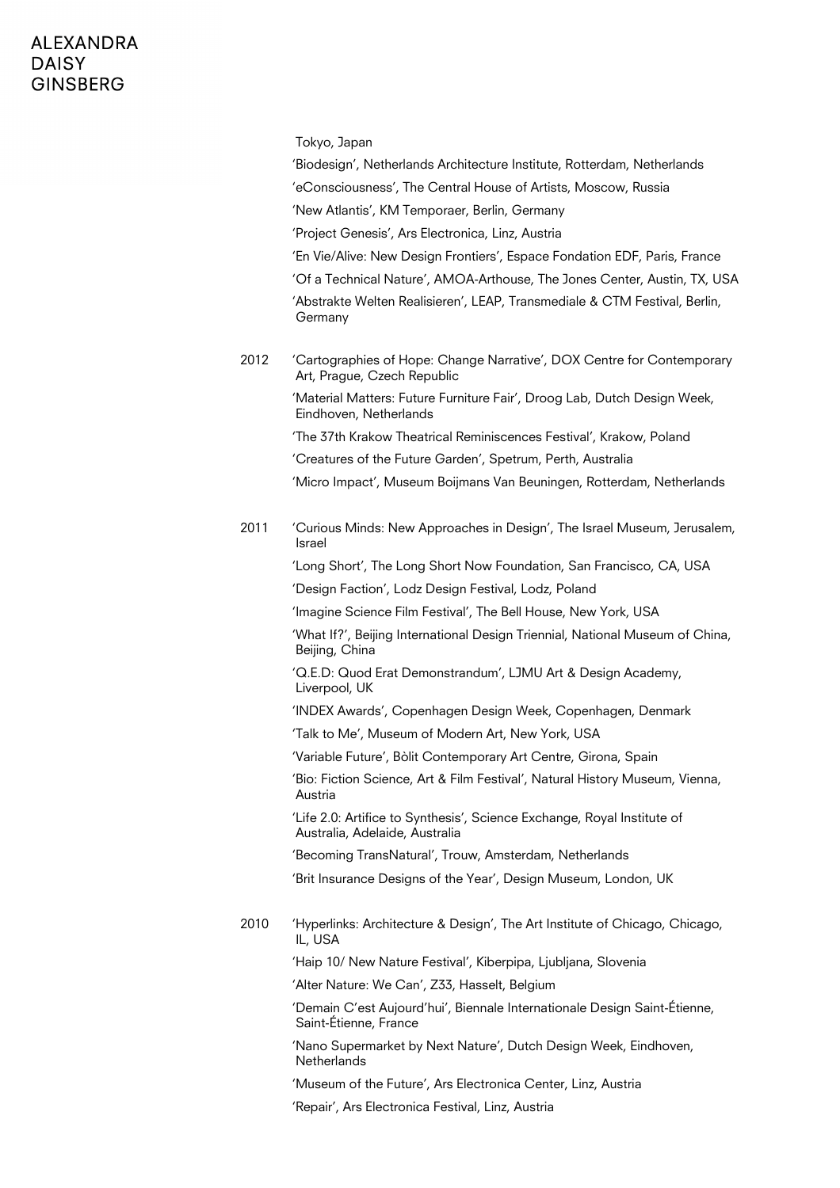Tokyo, Japan

'Biodesign', Netherlands Architecture Institute, Rotterdam, Netherlands

'eConsciousness', The Central House of Artists, Moscow, Russia

'New Atlantis', KM Temporaer, Berlin, Germany

'Project Genesis', Ars Electronica, Linz, Austria

'En Vie/Alive: New Design Frontiers', Espace Fondation EDF, Paris, France

'Of a Technical Nature', AMOA-Arthouse, The Jones Center, Austin, TX, USA

'Abstrakte Welten Realisieren', LEAP, Transmediale & CTM Festival, Berlin, Germany

2012 'Cartographies of Hope: Change Narrative', DOX Centre for Contemporary Art, Prague, Czech Republic

'Material Matters: Future Furniture Fair', Droog Lab, Dutch Design Week, Eindhoven, Netherlands

'The 37th Krakow Theatrical Reminiscences Festival', Krakow, Poland

'Creatures of the Future Garden', Spetrum, Perth, Australia

'Micro Impact', Museum Boijmans Van Beuningen, Rotterdam, Netherlands

2011 'Curious Minds: New Approaches in Design', The Israel Museum, Jerusalem, Israel

'Long Short', The Long Short Now Foundation, San Francisco, CA, USA

'Design Faction', Lodz Design Festival, Lodz, Poland

'Imagine Science Film Festival', The Bell House, New York, USA

'What If?', Beijing International Design Triennial, National Museum of China, Beijing, China

'Q.E.D: Quod Erat Demonstrandum', LJMU Art & Design Academy, Liverpool, UK

'INDEX Awards', Copenhagen Design Week, Copenhagen, Denmark

'Talk to Me', Museum of Modern Art, New York, USA

'Variable Future', Bòlit Contemporary Art Centre, Girona, Spain

'Bio: Fiction Science, Art & Film Festival', Natural History Museum, Vienna, Austria

'Life 2.0: Artifice to Synthesis', Science Exchange, Royal Institute of Australia, Adelaide, Australia

'Becoming TransNatural', Trouw, Amsterdam, Netherlands

'Brit Insurance Designs of the Year', Design Museum, London, UK

2010 'Hyperlinks: Architecture & Design', The Art Institute of Chicago, Chicago, IL, USA

'Haip 10/ New Nature Festival', Kiberpipa, Ljubljana, Slovenia

'Alter Nature: We Can', Z33, Hasselt, Belgium

'Demain C'est Aujourd'hui', Biennale Internationale Design Saint-Étienne, Saint-Étienne, France

'Nano Supermarket by Next Nature', Dutch Design Week, Eindhoven, Netherlands

'Museum of the Future', Ars Electronica Center, Linz, Austria

'Repair', Ars Electronica Festival, Linz, Austria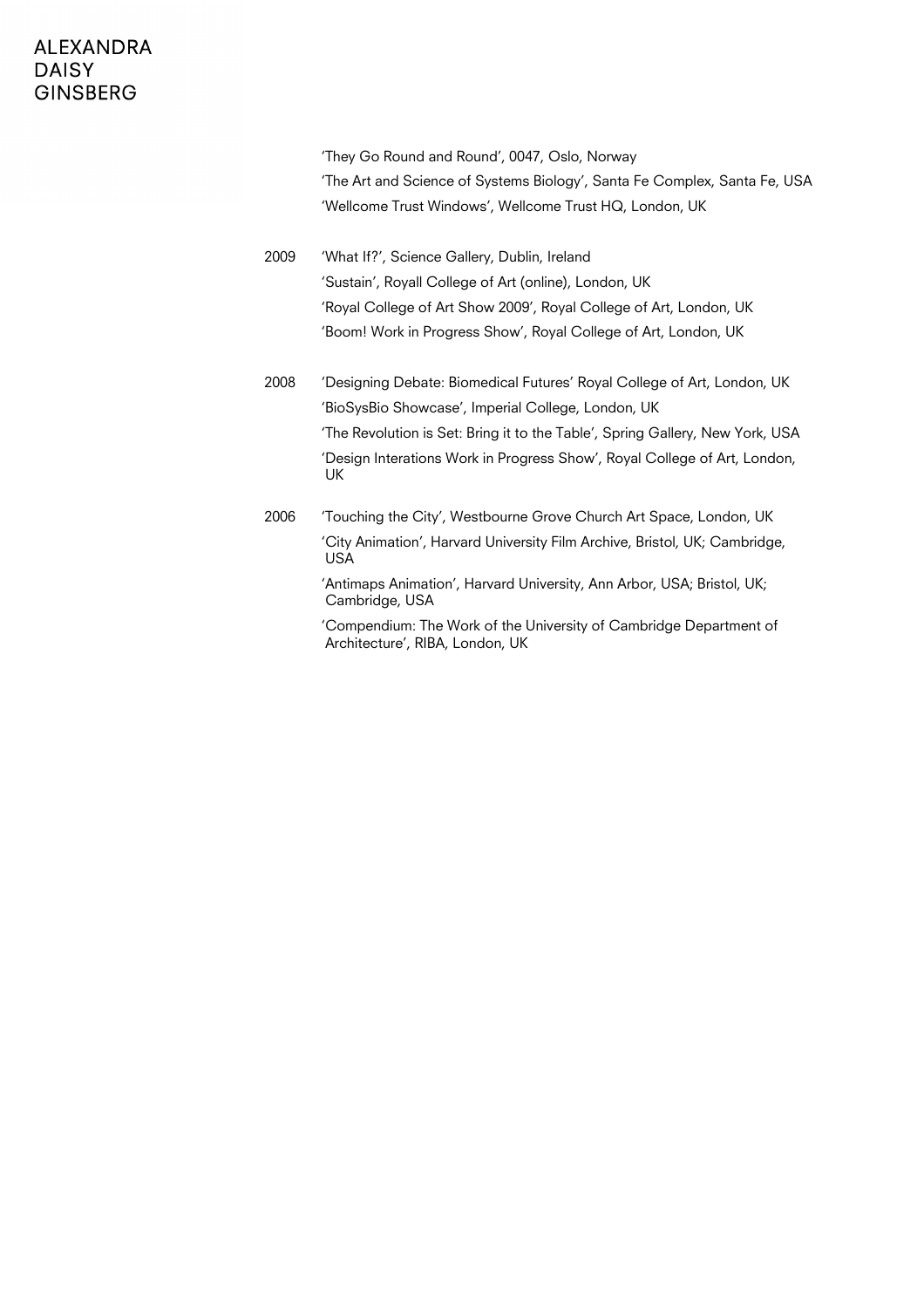'They Go Round and Round', 0047, Oslo, Norway
'The Art and Science of Systems Biology', Santa Fe Complex, Santa Fe, USA
'Wellcome Trust Windows', Wellcome Trust HQ, London, UK

2009 'What If?', Science Gallery, Dublin, Ireland
'Sustain', Royall College of Art (online), London, UK
'Royal College of Art Show 2009', Royal College of Art, London, UK
'Boom! Work in Progress Show', Royal College of Art, London, UK

2008 'Designing Debate: Biomedical Futures' Royal College of Art, London, UK
'BioSysBio Showcase', Imperial College, London, UK
'The Revolution is Set: Bring it to the Table', Spring Gallery, New York, USA
'Design Interations Work in Progress Show', Royal College of Art, London, UK

2006 'Touching the City', Westbourne Grove Church Art Space, London, UK
'City Animation', Harvard University Film Archive, Bristol, UK; Cambridge, USA
'Antimaps Animation', Harvard University, Ann Arbor, USA; Bristol, UK; Cambridge, USA
'Compendium: The Work of the University of Cambridge Department of Architecture', RIBA, London, UK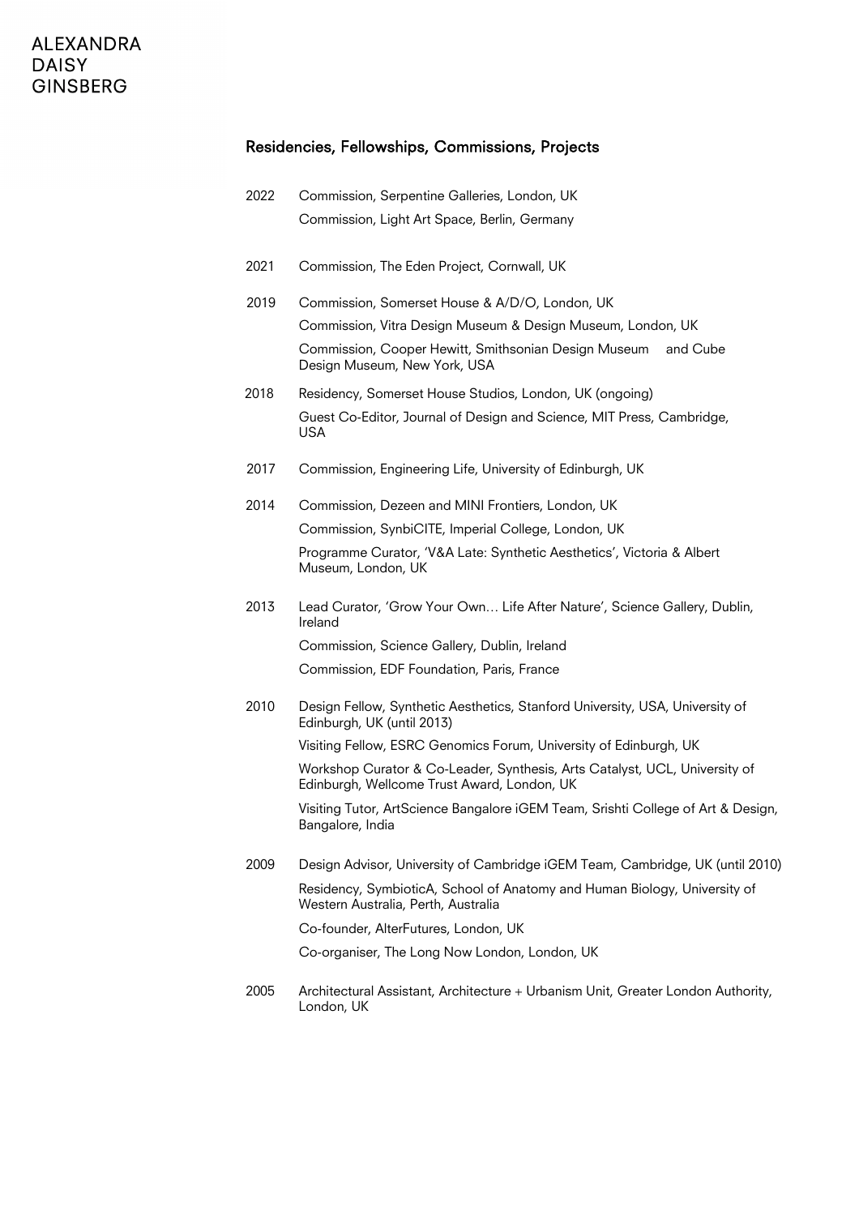## Residencies, Fellowships, Commissions, Projects

| | |
|---|---|
| 2022 | Commission, Serpentine Galleries, London, UK |
| | Commission, Light Art Space, Berlin, Germany |
| 2021 | Commission, The Eden Project, Cornwall, UK |
| 2019 | Commission, Somerset House & A/D/O, London, UK |
| | Commission, Vitra Design Museum & Design Museum, London, UK |
| | Commission, Cooper Hewitt, Smithsonian Design Museum and Cube Design Museum, New York, USA |
| 2018 | Residency, Somerset House Studios, London, UK (ongoing) |
| | Guest Co-Editor, Journal of Design and Science, MIT Press, Cambridge, USA |
| 2017 | Commission, Engineering Life, University of Edinburgh, UK |
| 2014 | Commission, Dezeen and MINI Frontiers, London, UK |
| | Commission, SynbiCITE, Imperial College, London, UK |
| | Programme Curator, 'V&A Late: Synthetic Aesthetics', Victoria & Albert Museum, London, UK |
| 2013 | Lead Curator, 'Grow Your Own… Life After Nature', Science Gallery, Dublin, Ireland |
| | Commission, Science Gallery, Dublin, Ireland |
| | Commission, EDF Foundation, Paris, France |
| 2010 | Design Fellow, Synthetic Aesthetics, Stanford University, USA, University of Edinburgh, UK (until 2013) |
| | Visiting Fellow, ESRC Genomics Forum, University of Edinburgh, UK |
| | Workshop Curator & Co-Leader, Synthesis, Arts Catalyst, UCL, University of Edinburgh, Wellcome Trust Award, London, UK |
| | Visiting Tutor, ArtScience Bangalore iGEM Team, Srishti College of Art & Design, Bangalore, India |
| 2009 | Design Advisor, University of Cambridge iGEM Team, Cambridge, UK (until 2010) |
| | Residency, SymbioticA, School of Anatomy and Human Biology, University of Western Australia, Perth, Australia |
| | Co-founder, AlterFutures, London, UK |
| | Co-organiser, The Long Now London, London, UK |
| 2005 | Architectural Assistant, Architecture + Urbanism Unit, Greater London Authority, London, UK |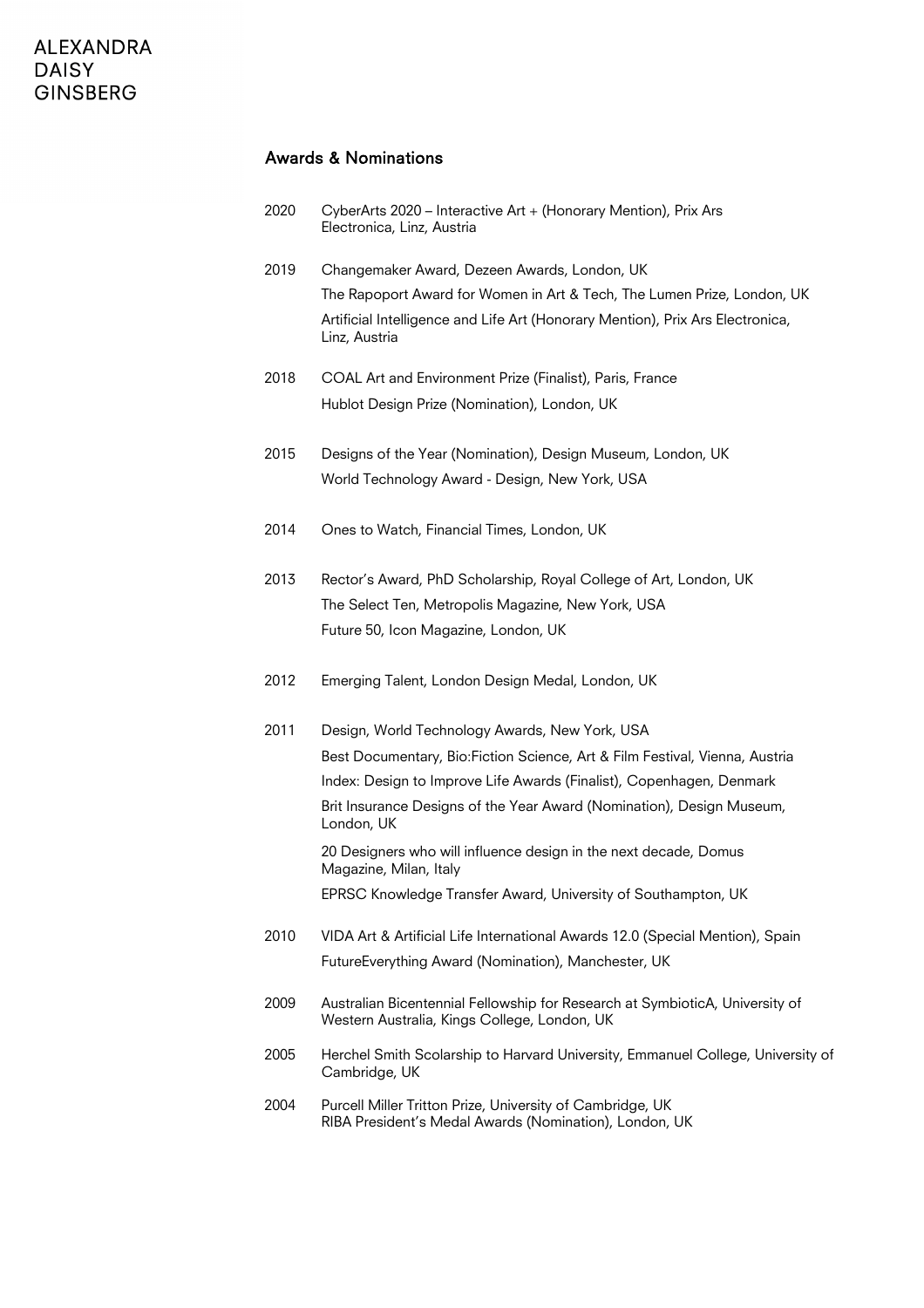## Awards & Nominations

2020 CyberArts 2020 – Interactive Art + (Honorary Mention), Prix Ars Electronica, Linz, Austria

2019 Changemaker Award, Dezeen Awards, London, UK
The Rapoport Award for Women in Art & Tech, The Lumen Prize, London, UK
Artificial Intelligence and Life Art (Honorary Mention), Prix Ars Electronica, Linz, Austria

2018 COAL Art and Environment Prize (Finalist), Paris, France
Hublot Design Prize (Nomination), London, UK

2015 Designs of the Year (Nomination), Design Museum, London, UK
World Technology Award - Design, New York, USA

2014 Ones to Watch, Financial Times, London, UK

2013 Rector's Award, PhD Scholarship, Royal College of Art, London, UK
The Select Ten, Metropolis Magazine, New York, USA
Future 50, Icon Magazine, London, UK

2012 Emerging Talent, London Design Medal, London, UK

2011 Design, World Technology Awards, New York, USA
Best Documentary, Bio:Fiction Science, Art & Film Festival, Vienna, Austria
Index: Design to Improve Life Awards (Finalist), Copenhagen, Denmark
Brit Insurance Designs of the Year Award (Nomination), Design Museum, London, UK
20 Designers who will influence design in the next decade, Domus Magazine, Milan, Italy
EPRSC Knowledge Transfer Award, University of Southampton, UK

2010 VIDA Art & Artificial Life International Awards 12.0 (Special Mention), Spain
FutureEverything Award (Nomination), Manchester, UK

2009 Australian Bicentennial Fellowship for Research at SymbioticA, University of Western Australia, Kings College, London, UK

2005 Herchel Smith Scolarship to Harvard University, Emmanuel College, University of Cambridge, UK

2004 Purcell Miller Tritton Prize, University of Cambridge, UK
RIBA President's Medal Awards (Nomination), London, UK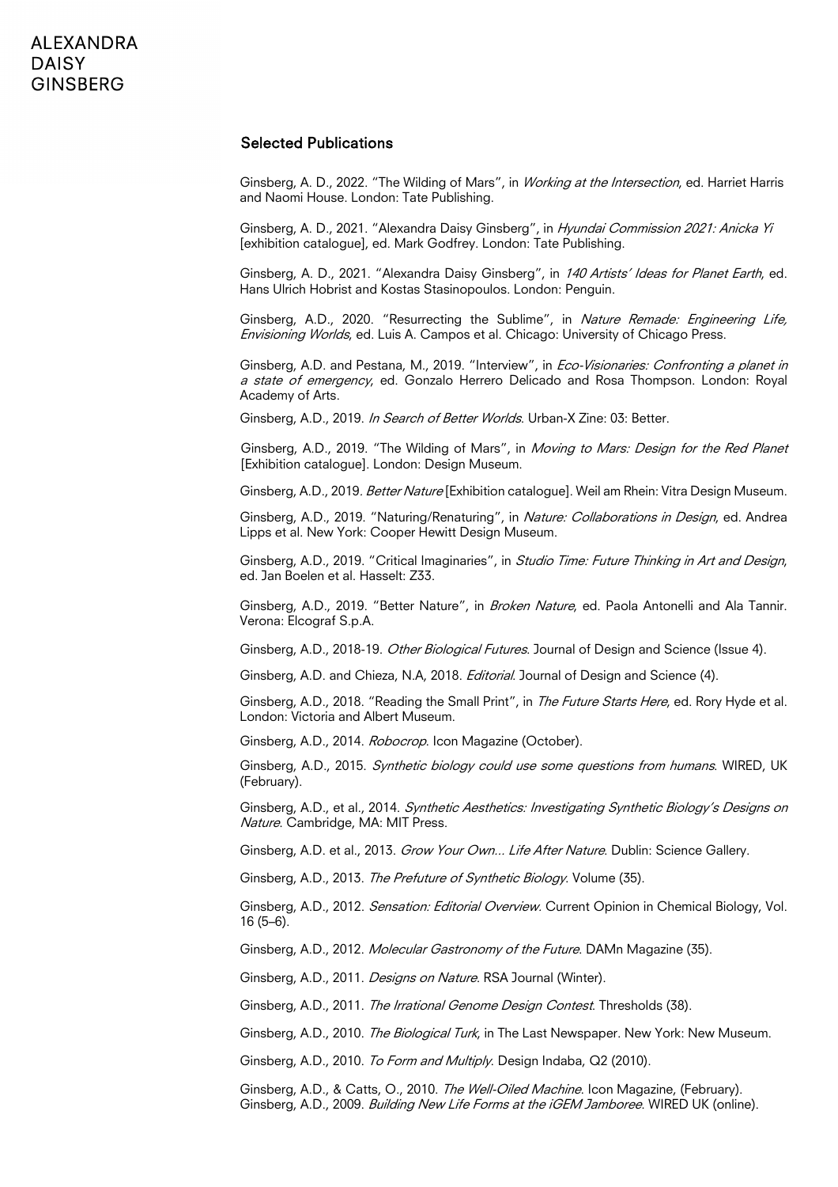# ALEXANDRA DAISY GINSBERG

## Selected Publications

Ginsberg, A. D., 2022. "The Wilding of Mars", in *Working at the Intersection*, ed. Harriet Harris and Naomi House. London: Tate Publishing.

Ginsberg, A. D., 2021. "Alexandra Daisy Ginsberg", in *Hyundai Commission 2021: Anicka Yi* [exhibition catalogue], ed. Mark Godfrey. London: Tate Publishing.

Ginsberg, A. D., 2021. "Alexandra Daisy Ginsberg", in *140 Artists' Ideas for Planet Earth*, ed. Hans Ulrich Hobrist and Kostas Stasinopoulos. London: Penguin.

Ginsberg, A.D., 2020. "Resurrecting the Sublime", in *Nature Remade: Engineering Life, Envisioning Worlds*, ed. Luis A. Campos et al. Chicago: University of Chicago Press.

Ginsberg, A.D. and Pestana, M., 2019. "Interview", in *Eco-Visionaries: Confronting a planet in a state of emergency*, ed. Gonzalo Herrero Delicado and Rosa Thompson. London: Royal Academy of Arts.

Ginsberg, A.D., 2019. *In Search of Better Worlds*. Urban-X Zine: 03: Better.

Ginsberg, A.D., 2019. "The Wilding of Mars", in *Moving to Mars: Design for the Red Planet* [Exhibition catalogue]. London: Design Museum.

Ginsberg, A.D., 2019. *Better Nature* [Exhibition catalogue]. Weil am Rhein: Vitra Design Museum.

Ginsberg, A.D., 2019. "Naturing/Renaturing", in *Nature: Collaborations in Design*, ed. Andrea Lipps et al. New York: Cooper Hewitt Design Museum.

Ginsberg, A.D., 2019. "Critical Imaginaries", in *Studio Time: Future Thinking in Art and Design*, ed. Jan Boelen et al. Hasselt: Z33.

Ginsberg, A.D., 2019. "Better Nature", in *Broken Nature*, ed. Paola Antonelli and Ala Tannir. Verona: Elcograf S.p.A.

Ginsberg, A.D., 2018-19. *Other Biological Futures*. Journal of Design and Science (Issue 4).

Ginsberg, A.D. and Chieza, N.A, 2018. *Editorial*. Journal of Design and Science (4).

Ginsberg, A.D., 2018. "Reading the Small Print", in *The Future Starts Here*, ed. Rory Hyde et al. London: Victoria and Albert Museum.

Ginsberg, A.D., 2014. *Robocrop*. Icon Magazine (October).

Ginsberg, A.D., 2015. *Synthetic biology could use some questions from humans*. WIRED, UK (February).

Ginsberg, A.D., et al., 2014. *Synthetic Aesthetics: Investigating Synthetic Biology's Designs on Nature*. Cambridge, MA: MIT Press.

Ginsberg, A.D. et al., 2013. *Grow Your Own... Life After Nature*. Dublin: Science Gallery.

Ginsberg, A.D., 2013. *The Prefuture of Synthetic Biology*. Volume (35).

Ginsberg, A.D., 2012. *Sensation: Editorial Overview*. Current Opinion in Chemical Biology, Vol. 16 (5–6).

Ginsberg, A.D., 2012. *Molecular Gastronomy of the Future*. DAMn Magazine (35).

Ginsberg, A.D., 2011. *Designs on Nature*. RSA Journal (Winter).

Ginsberg, A.D., 2011. *The Irrational Genome Design Contest*. Thresholds (38).

Ginsberg, A.D., 2010. *The Biological Turk*, in The Last Newspaper. New York: New Museum.

Ginsberg, A.D., 2010. *To Form and Multiply*. Design Indaba, Q2 (2010).

Ginsberg, A.D., & Catts, O., 2010. *The Well-Oiled Machine*. Icon Magazine, (February).

Ginsberg, A.D., 2009. *Building New Life Forms at the iGEM Jamboree*. WIRED UK (online).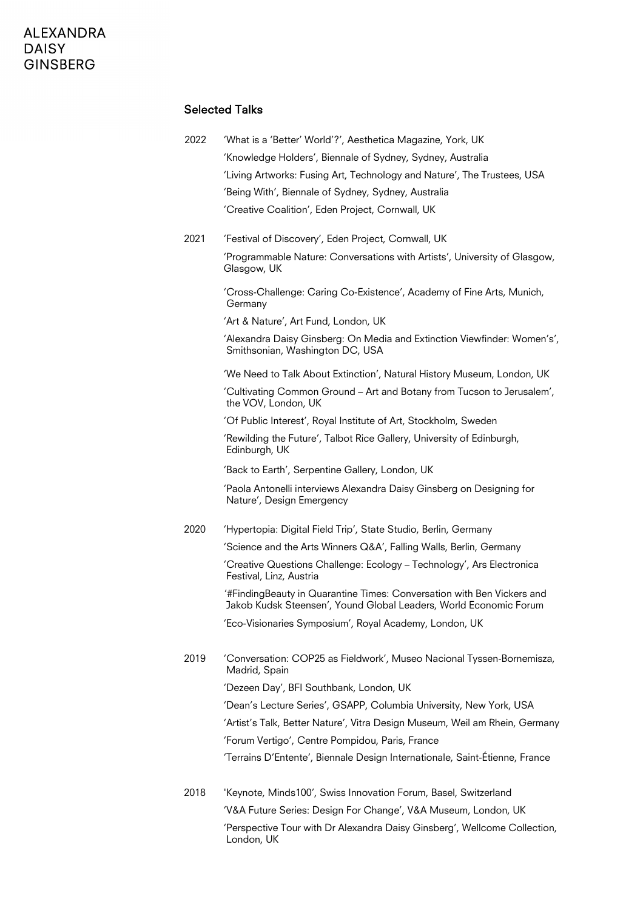# ALEXANDRA DAISY GINSBERG

## Selected Talks

**2022**

- 'What is a 'Better' World'?', Aesthetica Magazine, York, UK
- 'Knowledge Holders', Biennale of Sydney, Sydney, Australia
- 'Living Artworks: Fusing Art, Technology and Nature', The Trustees, USA
- 'Being With', Biennale of Sydney, Sydney, Australia
- 'Creative Coalition', Eden Project, Cornwall, UK

**2021**

- 'Festival of Discovery', Eden Project, Cornwall, UK
- 'Programmable Nature: Conversations with Artists', University of Glasgow, Glasgow, UK
- 'Cross-Challenge: Caring Co-Existence', Academy of Fine Arts, Munich, Germany
- 'Art & Nature', Art Fund, London, UK
- 'Alexandra Daisy Ginsberg: On Media and Extinction Viewfinder: Women's', Smithsonian, Washington DC, USA
- 'We Need to Talk About Extinction', Natural History Museum, London, UK
- 'Cultivating Common Ground – Art and Botany from Tucson to Jerusalem', the VOV, London, UK
- 'Of Public Interest', Royal Institute of Art, Stockholm, Sweden
- 'Rewilding the Future', Talbot Rice Gallery, University of Edinburgh, Edinburgh, UK
- 'Back to Earth', Serpentine Gallery, London, UK
- 'Paola Antonelli interviews Alexandra Daisy Ginsberg on Designing for Nature', Design Emergency

**2020**

- 'Hypertopia: Digital Field Trip', State Studio, Berlin, Germany
- 'Science and the Arts Winners Q&A', Falling Walls, Berlin, Germany
- 'Creative Questions Challenge: Ecology – Technology', Ars Electronica Festival, Linz, Austria
- '#FindingBeauty in Quarantine Times: Conversation with Ben Vickers and Jakob Kudsk Steensen', Yound Global Leaders, World Economic Forum
- 'Eco-Visionaries Symposium', Royal Academy, London, UK

**2019**

- 'Conversation: COP25 as Fieldwork', Museo Nacional Tyssen-Bornemisza, Madrid, Spain
- 'Dezeen Day', BFI Southbank, London, UK
- 'Dean's Lecture Series', GSAPP, Columbia University, New York, USA
- 'Artist's Talk, Better Nature', Vitra Design Museum, Weil am Rhein, Germany
- 'Forum Vertigo', Centre Pompidou, Paris, France
- 'Terrains D'Entente', Biennale Design Internationale, Saint-Étienne, France

**2018**

- 'Keynote, Minds100', Swiss Innovation Forum, Basel, Switzerland
- 'V&A Future Series: Design For Change', V&A Museum, London, UK
- 'Perspective Tour with Dr Alexandra Daisy Ginsberg', Wellcome Collection, London, UK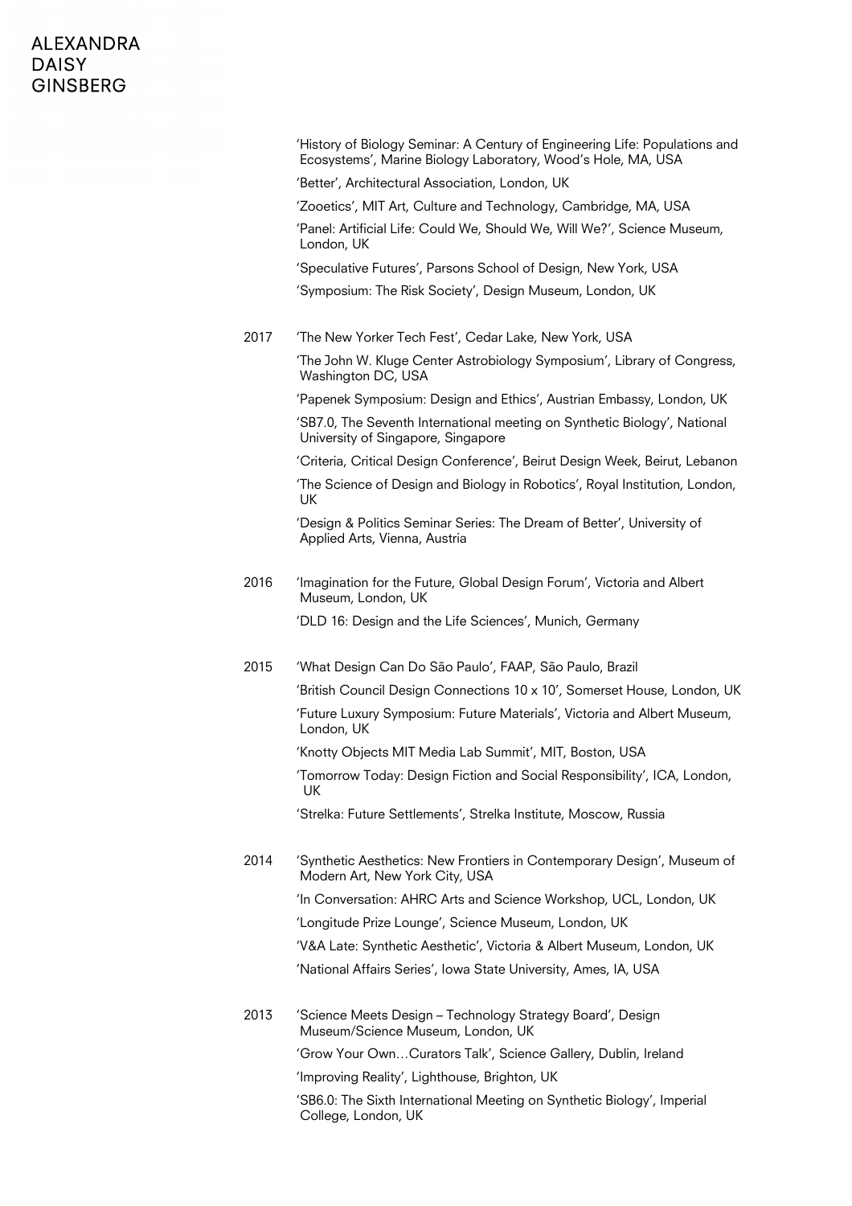'History of Biology Seminar: A Century of Engineering Life: Populations and Ecosystems', Marine Biology Laboratory, Wood's Hole, MA, USA

'Better', Architectural Association, London, UK

'Zooetics', MIT Art, Culture and Technology, Cambridge, MA, USA

'Panel: Artificial Life: Could We, Should We, Will We?', Science Museum, London, UK

'Speculative Futures', Parsons School of Design, New York, USA

'Symposium: The Risk Society', Design Museum, London, UK

**2017**

'The New Yorker Tech Fest', Cedar Lake, New York, USA

'The John W. Kluge Center Astrobiology Symposium', Library of Congress, Washington DC, USA

'Papenek Symposium: Design and Ethics', Austrian Embassy, London, UK

'SB7.0, The Seventh International meeting on Synthetic Biology', National University of Singapore, Singapore

'Criteria, Critical Design Conference', Beirut Design Week, Beirut, Lebanon

'The Science of Design and Biology in Robotics', Royal Institution, London, UK

'Design & Politics Seminar Series: The Dream of Better', University of Applied Arts, Vienna, Austria

**2016**

'Imagination for the Future, Global Design Forum', Victoria and Albert Museum, London, UK

'DLD 16: Design and the Life Sciences', Munich, Germany

**2015**

'What Design Can Do São Paulo', FAAP, São Paulo, Brazil

'British Council Design Connections 10 x 10', Somerset House, London, UK

'Future Luxury Symposium: Future Materials', Victoria and Albert Museum, London, UK

'Knotty Objects MIT Media Lab Summit', MIT, Boston, USA

'Tomorrow Today: Design Fiction and Social Responsibility', ICA, London, UK

'Strelka: Future Settlements', Strelka Institute, Moscow, Russia

**2014**

'Synthetic Aesthetics: New Frontiers in Contemporary Design', Museum of Modern Art, New York City, USA

'In Conversation: AHRC Arts and Science Workshop, UCL, London, UK

'Longitude Prize Lounge', Science Museum, London, UK

'V&A Late: Synthetic Aesthetic', Victoria & Albert Museum, London, UK

'National Affairs Series', Iowa State University, Ames, IA, USA

**2013**

'Science Meets Design – Technology Strategy Board', Design Museum/Science Museum, London, UK

'Grow Your Own…Curators Talk', Science Gallery, Dublin, Ireland

'Improving Reality', Lighthouse, Brighton, UK

'SB6.0: The Sixth International Meeting on Synthetic Biology', Imperial College, London, UK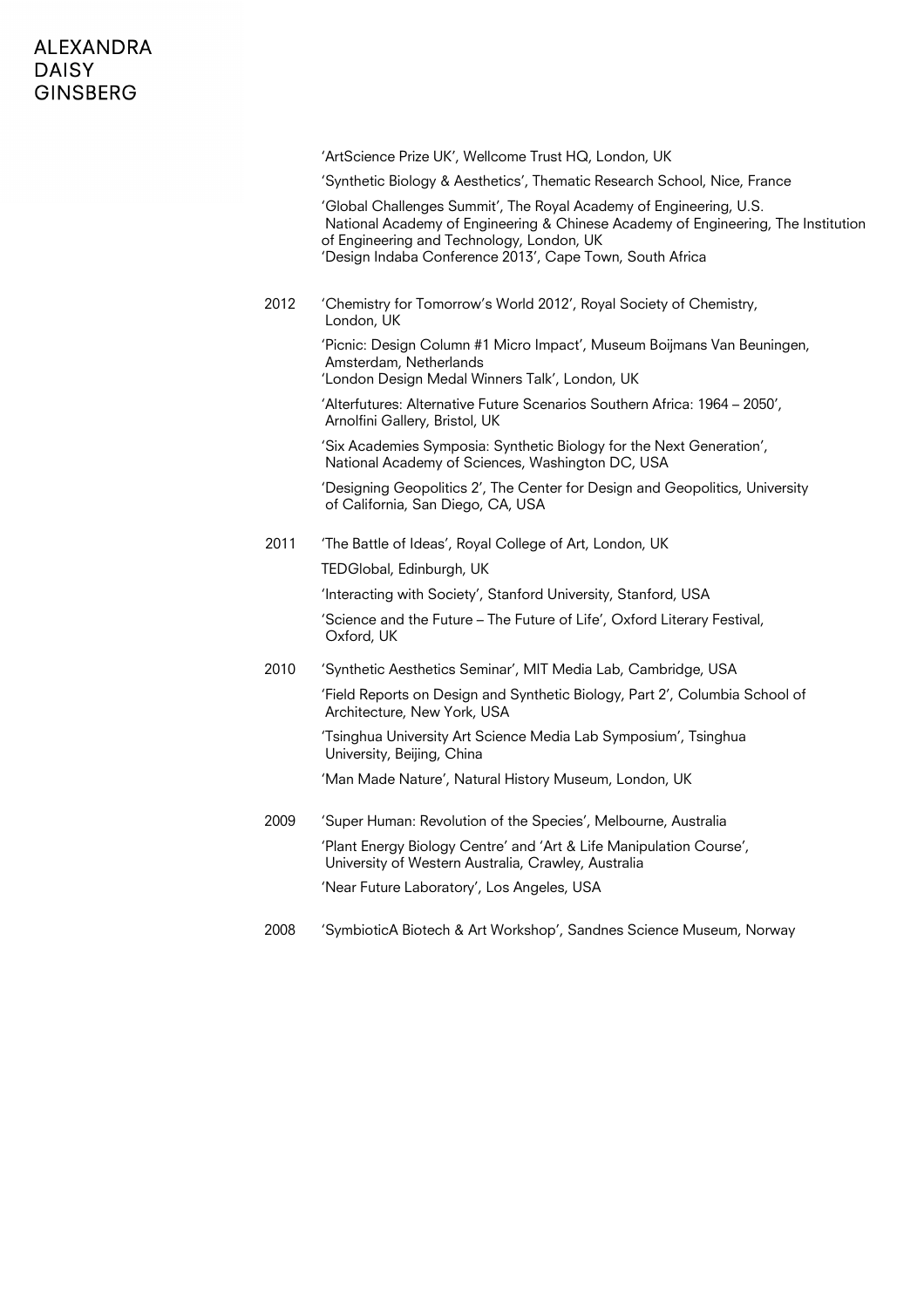'ArtScience Prize UK', Wellcome Trust HQ, London, UK

'Synthetic Biology & Aesthetics', Thematic Research School, Nice, France

'Global Challenges Summit', The Royal Academy of Engineering, U.S. National Academy of Engineering & Chinese Academy of Engineering, The Institution of Engineering and Technology, London, UK
'Design Indaba Conference 2013', Cape Town, South Africa

2012 'Chemistry for Tomorrow's World 2012', Royal Society of Chemistry, London, UK

'Picnic: Design Column #1 Micro Impact', Museum Boijmans Van Beuningen, Amsterdam, Netherlands
'London Design Medal Winners Talk', London, UK

'Alterfutures: Alternative Future Scenarios Southern Africa: 1964 – 2050', Arnolfini Gallery, Bristol, UK

'Six Academies Symposia: Synthetic Biology for the Next Generation', National Academy of Sciences, Washington DC, USA

'Designing Geopolitics 2', The Center for Design and Geopolitics, University of California, San Diego, CA, USA

2011 'The Battle of Ideas', Royal College of Art, London, UK

TEDGlobal, Edinburgh, UK

'Interacting with Society', Stanford University, Stanford, USA

'Science and the Future – The Future of Life', Oxford Literary Festival, Oxford, UK

2010 'Synthetic Aesthetics Seminar', MIT Media Lab, Cambridge, USA

'Field Reports on Design and Synthetic Biology, Part 2', Columbia School of Architecture, New York, USA

'Tsinghua University Art Science Media Lab Symposium', Tsinghua University, Beijing, China

'Man Made Nature', Natural History Museum, London, UK

2009 'Super Human: Revolution of the Species', Melbourne, Australia

'Plant Energy Biology Centre' and 'Art & Life Manipulation Course', University of Western Australia, Crawley, Australia

'Near Future Laboratory', Los Angeles, USA

2008 'SymbioticA Biotech & Art Workshop', Sandnes Science Museum, Norway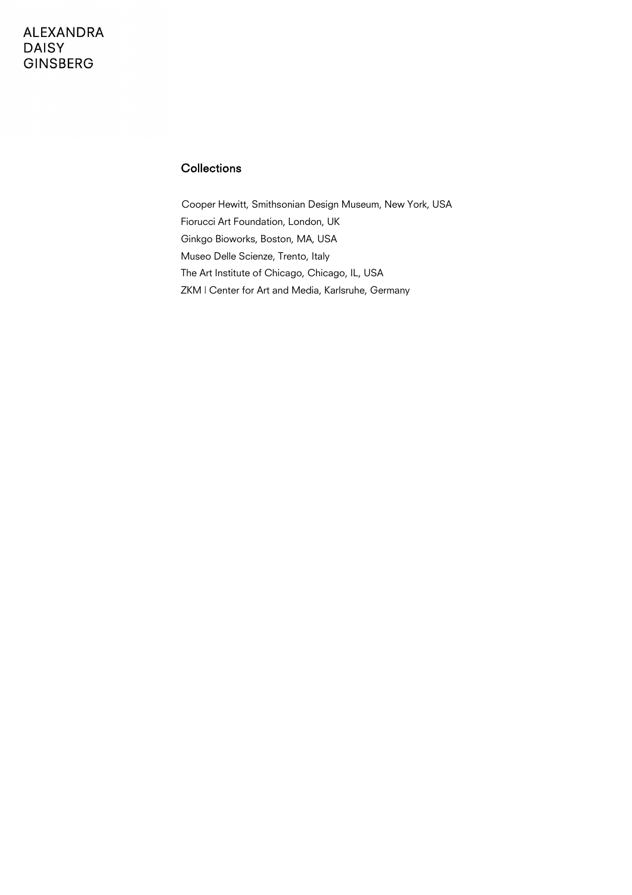ALEXANDRA
DAISY
GINSBERG

## Collections

Cooper Hewitt, Smithsonian Design Museum, New York, USA
Fiorucci Art Foundation, London, UK
Ginkgo Bioworks, Boston, MA, USA
Museo Delle Scienze, Trento, Italy
The Art Institute of Chicago, Chicago, IL, USA
ZKM | Center for Art and Media, Karlsruhe, Germany